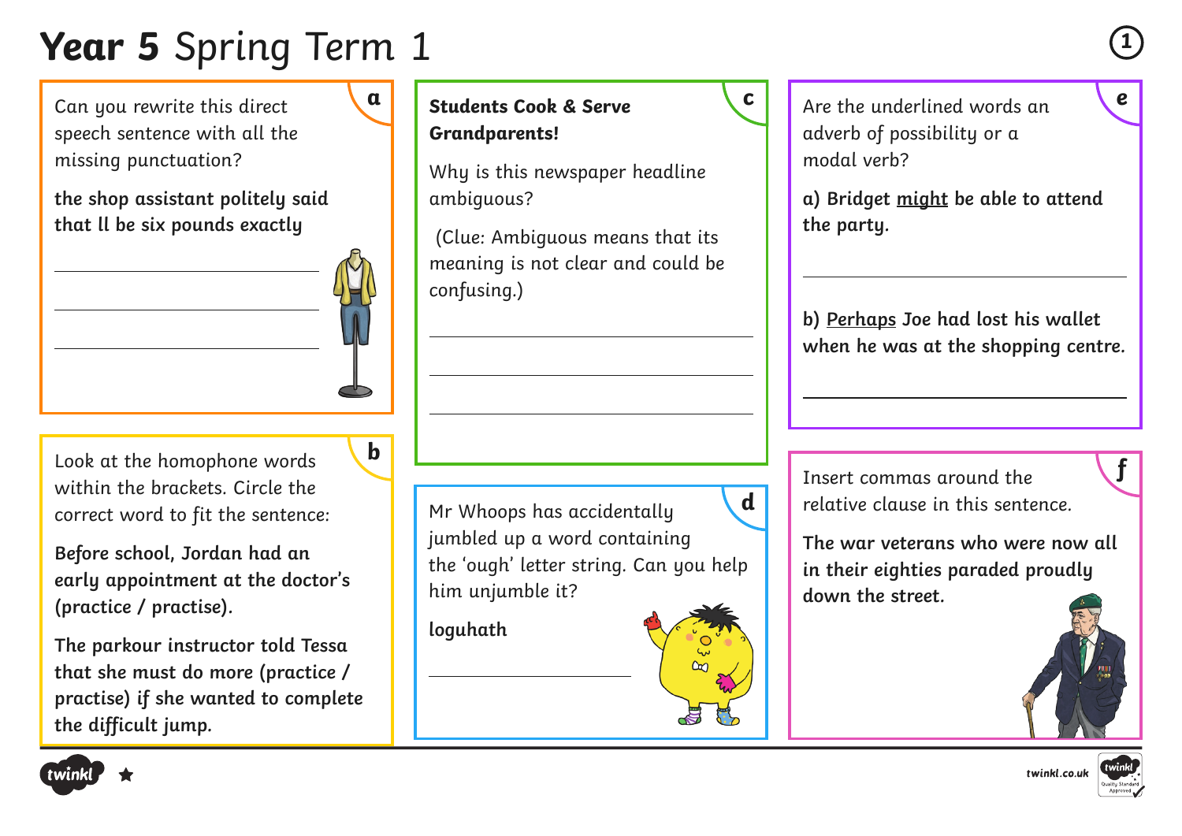# **Year 5** Spring Term 1

## a

Can you rewrite this direct speech sentence with all the missing punctuation?

**the shop assistant politely said that ll be six pounds exactly**

___

___

___

## b

Look at the homophone words within the brackets. Circle the correct word to fit the sentence:

**Before school, Jordan had an early appointment at the doctor's (practice / practise).**

**The parkour instructor told Tessa that she must do more (practice / practise) if she wanted to complete the difficult jump.**

## c

**Students Cook & Serve Grandparents!**

Why is this newspaper headline ambiguous?

(Clue: Ambiguous means that its meaning is not clear and could be confusing.)

___

___

___

## d

Mr Whoops has accidentally jumbled up a word containing the 'ough' letter string. Can you help him unjumble it?

**loguhath**

___

## e

Are the underlined words an adverb of possibility or a modal verb?

**a) Bridget <u>might</u> be able to attend the party.**

___

**b) <u>Perhaps</u> Joe had lost his wallet when he was at the shopping centre.**

___

## f

Insert commas around the relative clause in this sentence.

**The war veterans who were now all in their eighties paraded proudly down the street.**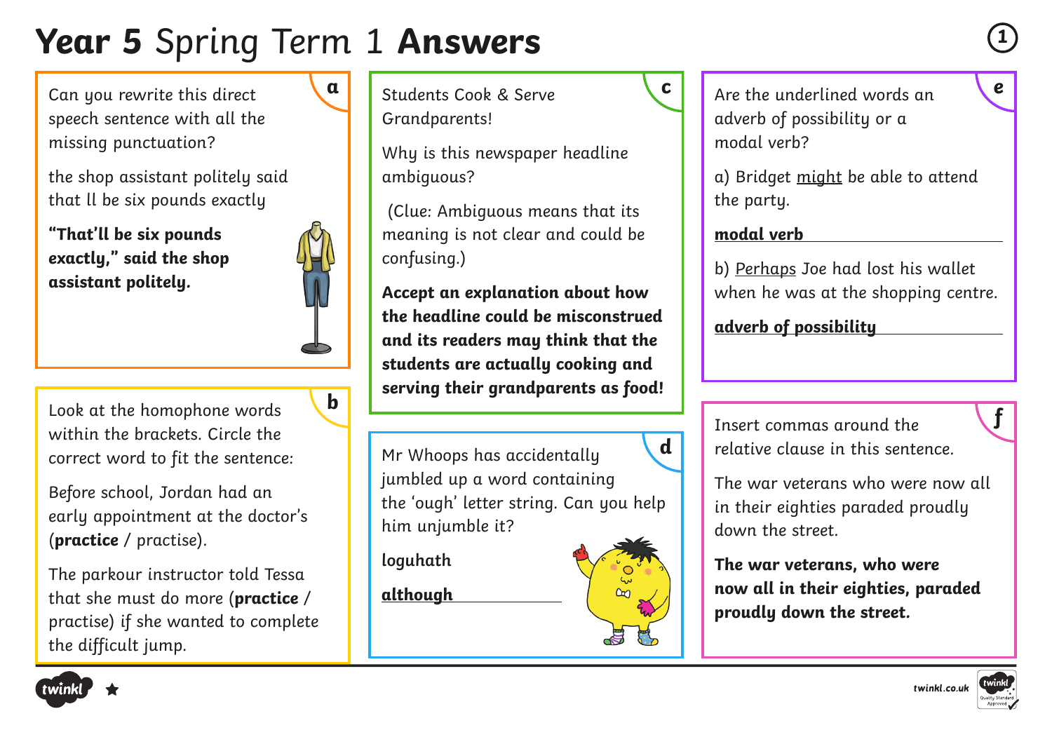# **Year 5** Spring Term 1 **Answers**

## a

Can you rewrite this direct speech sentence with all the missing punctuation?

the shop assistant politely said that ll be six pounds exactly

**"That'll be six pounds exactly," said the shop assistant politely.**

## b

Look at the homophone words within the brackets. Circle the correct word to fit the sentence:

Before school, Jordan had an early appointment at the doctor's (**practice** / practise).

The parkour instructor told Tessa that she must do more (**practice** / practise) if she wanted to complete the difficult jump.

## c

Students Cook & Serve Grandparents!

Why is this newspaper headline ambiguous?

(Clue: Ambiguous means that its meaning is not clear and could be confusing.)

**Accept an explanation about how the headline could be misconstrued and its readers may think that the students are actually cooking and serving their grandparents as food!**

## d

Mr Whoops has accidentally jumbled up a word containing the 'ough' letter string. Can you help him unjumble it?

loguhath

**although**

## e

Are the underlined words an adverb of possibility or a modal verb?

a) Bridget might be able to attend the party.

**modal verb**

b) Perhaps Joe had lost his wallet when he was at the shopping centre.

**adverb of possibility**

## f

Insert commas around the relative clause in this sentence.

The war veterans who were now all in their eighties paraded proudly down the street.

**The war veterans, who were now all in their eighties, paraded proudly down the street.**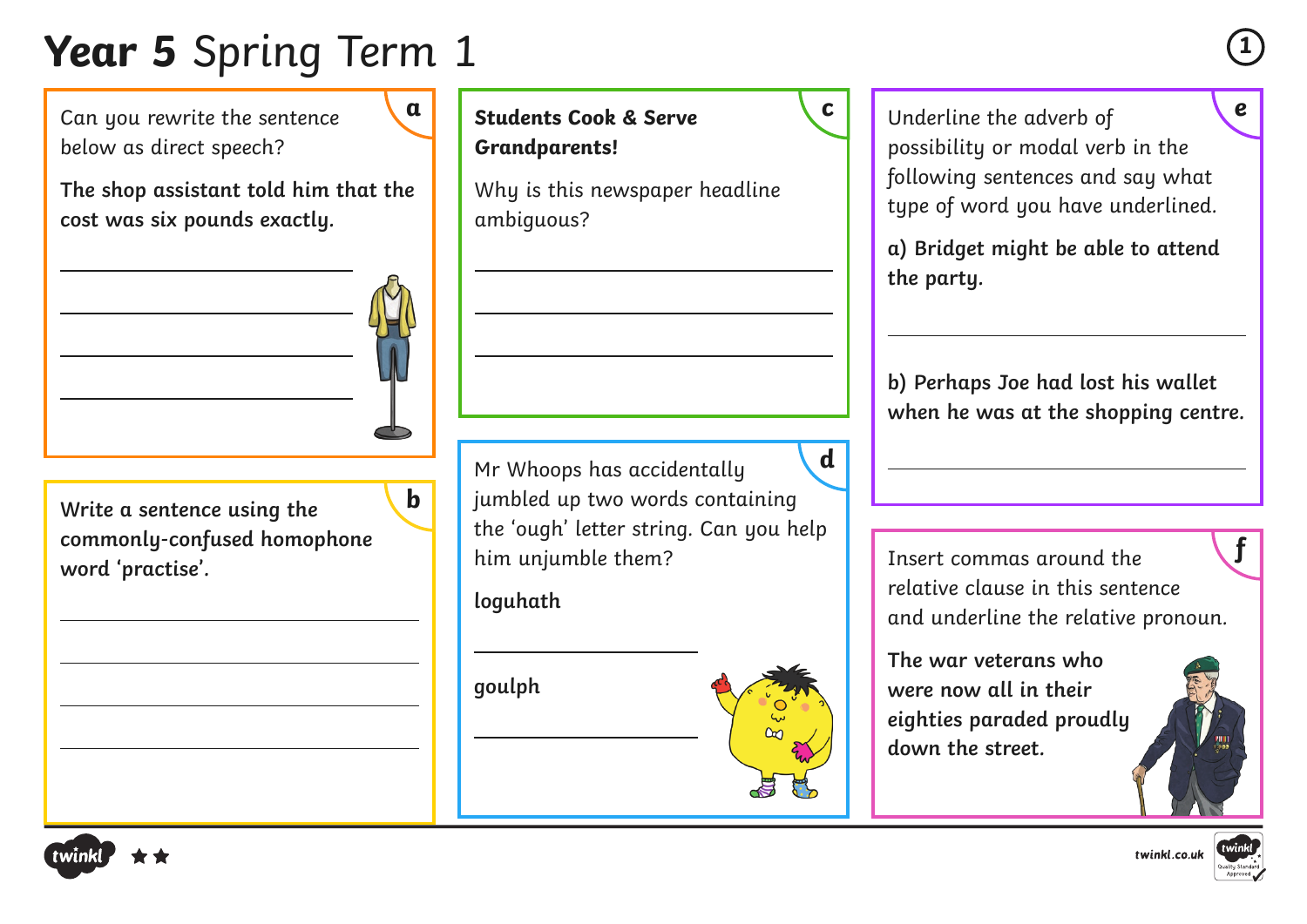# **Year 5** Spring Term 1

**a**

Can you rewrite the sentence below as direct speech?

**The shop assistant told him that the cost was six pounds exactly.**

______________________

______________________

______________________

______________________

**b**

**Write a sentence using the commonly-confused homophone word 'practise'.**

______________________

______________________

______________________

______________________

**c**

**Students Cook & Serve Grandparents!**

Why is this newspaper headline ambiguous?

______________________

______________________

______________________

**d**

Mr Whoops has accidentally jumbled up two words containing the 'ough' letter string. Can you help him unjumble them?

**loguhath**

______________________

**goulph**

______________________

**e**

Underline the adverb of possibility or modal verb in the following sentences and say what type of word you have underlined.

**a) Bridget might be able to attend the party.**

______________________

**b) Perhaps Joe had lost his wallet when he was at the shopping centre.**

______________________

**f**

Insert commas around the relative clause in this sentence and underline the relative pronoun.

**The war veterans who were now all in their eighties paraded proudly down the street.**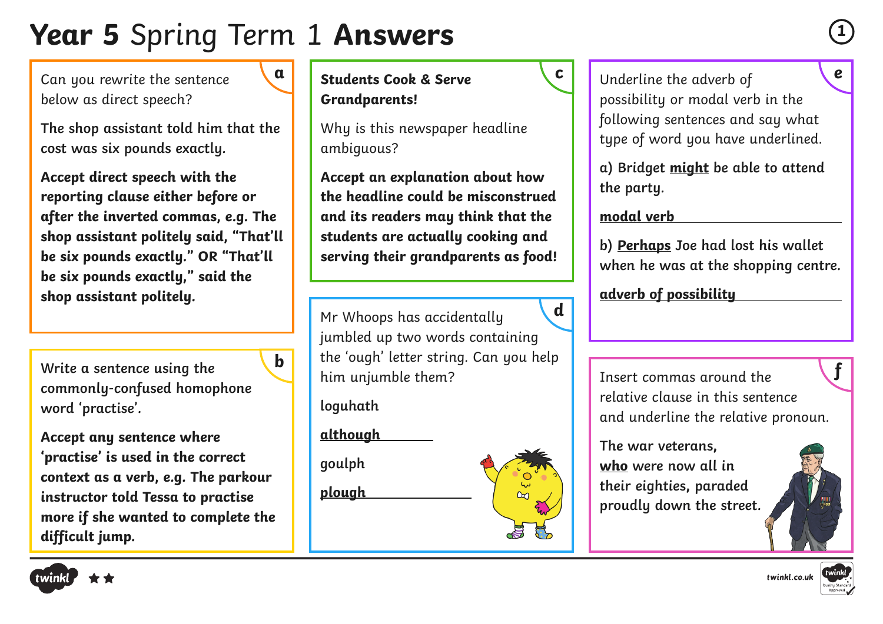# **Year 5** Spring Term 1 **Answers**

## a

Can you rewrite the sentence below as direct speech?

**The shop assistant told him that the cost was six pounds exactly.**

**Accept direct speech with the reporting clause either before or after the inverted commas, e.g. The shop assistant politely said, "That'll be six pounds exactly." OR "That'll be six pounds exactly," said the shop assistant politely.**

## b

Write a sentence using the commonly-confused homophone word 'practise'.

**Accept any sentence where 'practise' is used in the correct context as a verb, e.g. The parkour instructor told Tessa to practise more if she wanted to complete the difficult jump.**

## c

**Students Cook & Serve Grandparents!**

Why is this newspaper headline ambiguous?

**Accept an explanation about how the headline could be misconstrued and its readers may think that the students are actually cooking and serving their grandparents as food!**

## d

Mr Whoops has accidentally jumbled up two words containing the 'ough' letter string. Can you help him unjumble them?

loguhath

**although**

goulph

**plough**

## e

Underline the adverb of possibility or modal verb in the following sentences and say what type of word you have underlined.

a) Bridget **might** be able to attend the party.

**modal verb**

b) **Perhaps** Joe had lost his wallet when he was at the shopping centre.

**adverb of possibility**

## f

Insert commas around the relative clause in this sentence and underline the relative pronoun.

The war veterans, **who** were now all in their eighties, paraded proudly down the street.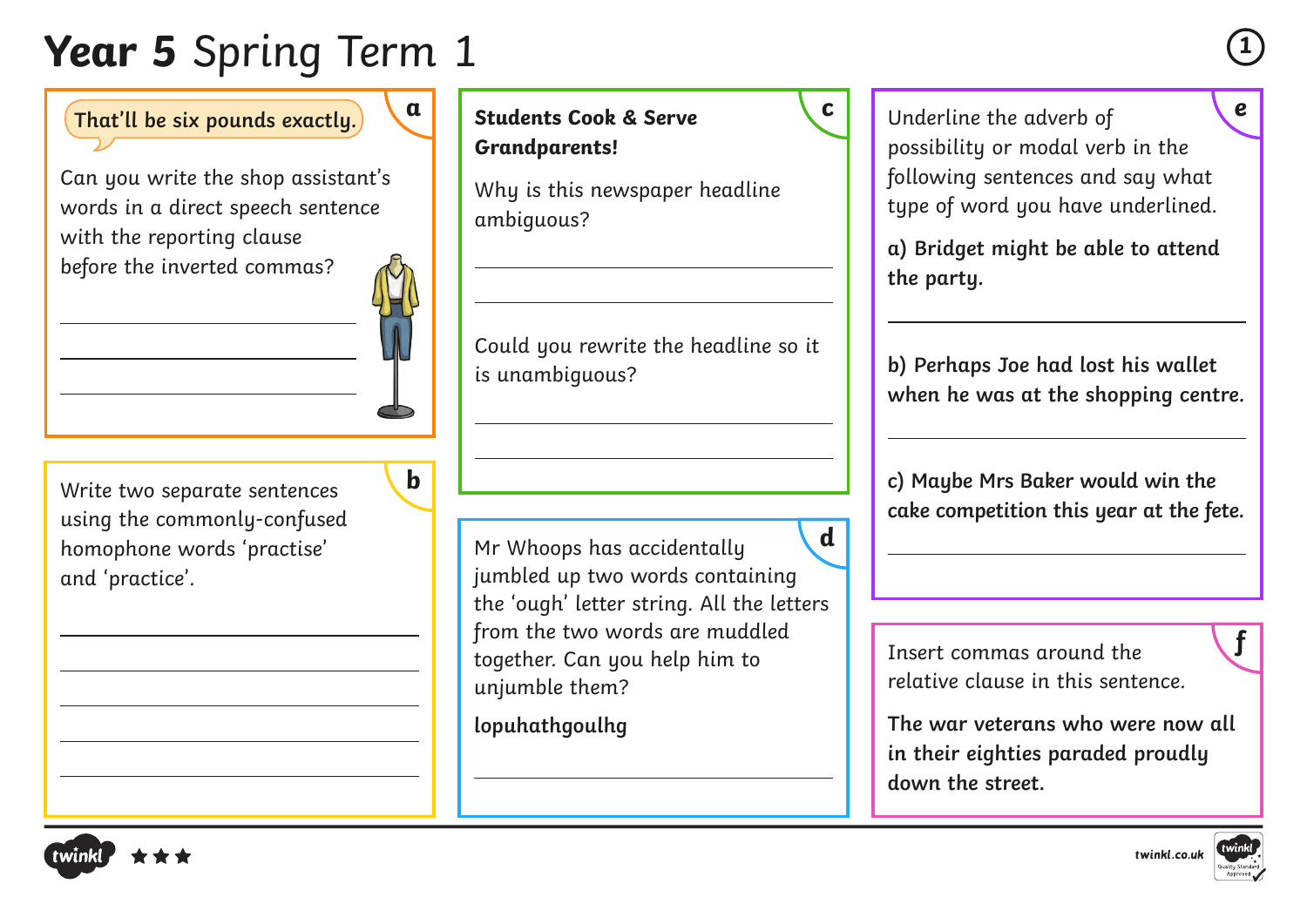# **Year 5** Spring Term 1

## a

That'll be six pounds exactly.

Can you write the shop assistant's words in a direct speech sentence with the reporting clause before the inverted commas?

## b

Write two separate sentences using the commonly-confused homophone words 'practise' and 'practice'.

## c

**Students Cook & Serve Grandparents!**

Why is this newspaper headline ambiguous?

Could you rewrite the headline so it is unambiguous?

## d

Mr Whoops has accidentally jumbled up two words containing the 'ough' letter string. All the letters from the two words are muddled together. Can you help him to unjumble them?

**lopuhathgoulhg**

## e

Underline the adverb of possibility or modal verb in the following sentences and say what type of word you have underlined.

**a) Bridget might be able to attend the party.**

**b) Perhaps Joe had lost his wallet when he was at the shopping centre.**

**c) Maybe Mrs Baker would win the cake competition this year at the fete.**

## f

Insert commas around the relative clause in this sentence.

**The war veterans who were now all in their eighties paraded proudly down the street.**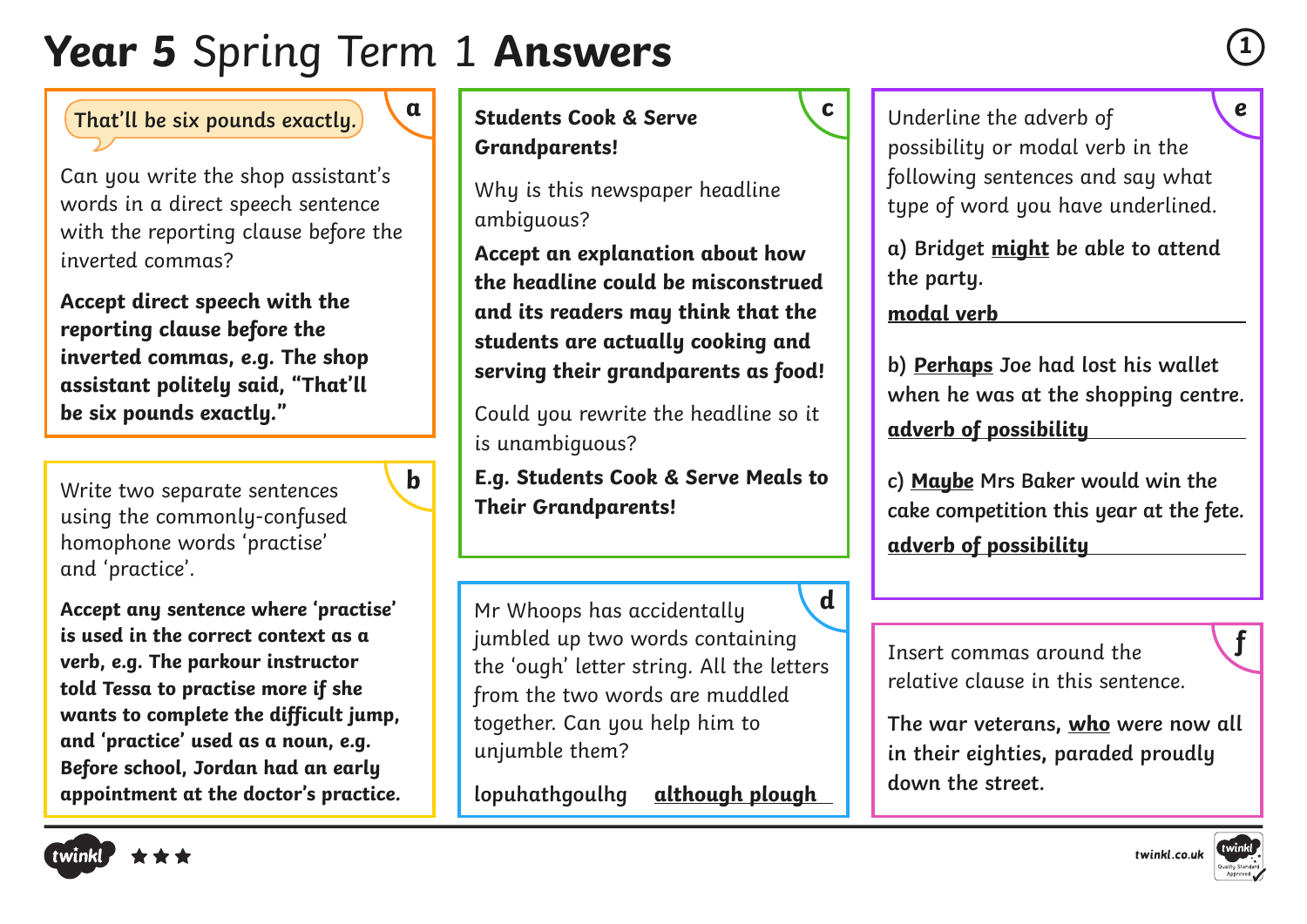# **Year 5** Spring Term 1 **Answers**

## a

That'll be six pounds exactly.

Can you write the shop assistant's words in a direct speech sentence with the reporting clause before the inverted commas?

**Accept direct speech with the reporting clause before the inverted commas, e.g. The shop assistant politely said, "That'll be six pounds exactly."**

## b

Write two separate sentences using the commonly-confused homophone words 'practise' and 'practice'.

**Accept any sentence where 'practise' is used in the correct context as a verb, e.g. The parkour instructor told Tessa to practise more if she wants to complete the difficult jump, and 'practice' used as a noun, e.g. Before school, Jordan had an early appointment at the doctor's practice.**

## c

**Students Cook & Serve Grandparents!**

Why is this newspaper headline ambiguous?

**Accept an explanation about how the headline could be misconstrued and its readers may think that the students are actually cooking and serving their grandparents as food!**

Could you rewrite the headline so it is unambiguous?

**E.g. Students Cook & Serve Meals to Their Grandparents!**

## d

Mr Whoops has accidentally jumbled up two words containing the 'ough' letter string. All the letters from the two words are muddled together. Can you help him to unjumble them?

lopuhathgoulhg **<u>although plough</u>**

## e

Underline the adverb of possibility or modal verb in the following sentences and say what type of word you have underlined.

a) Bridget **<u>might</u>** be able to attend the party.

**<u>modal verb</u>**

b) **<u>Perhaps</u>** Joe had lost his wallet when he was at the shopping centre.

**<u>adverb of possibility</u>**

c) **<u>Maybe</u>** Mrs Baker would win the cake competition this year at the fete.

**<u>adverb of possibility</u>**

## f

Insert commas around the relative clause in this sentence.

The war veterans, **<u>who</u>** were now all in their eighties, paraded proudly down the street.